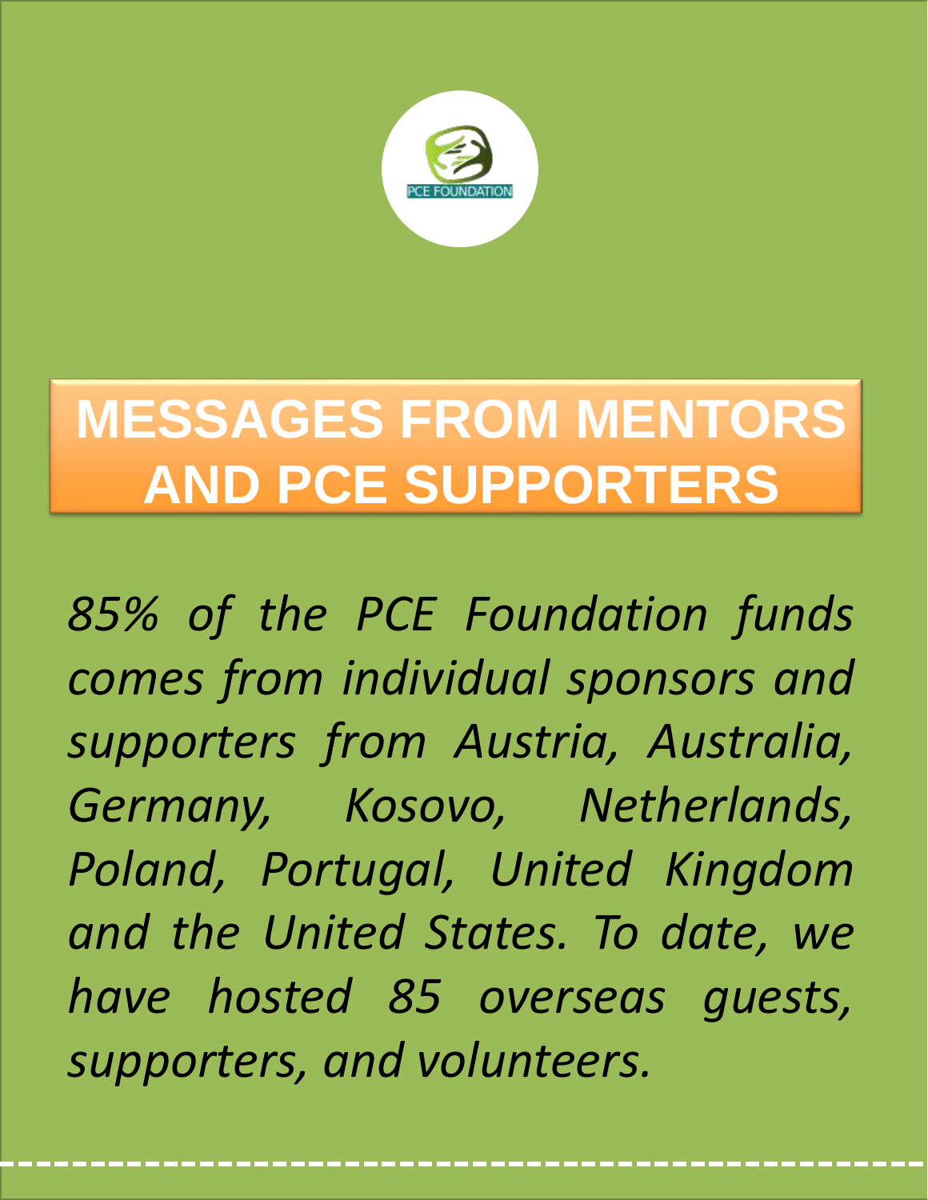# MESSAGES FROM MENTORS AND PCE SUPPORTERS

*85% of the PCE Foundation funds comes from individual sponsors and supporters from Austria, Australia, Germany, Kosovo, Netherlands, Poland, Portugal, United Kingdom and the United States. To date, we have hosted 85 overseas guests, supporters, and volunteers.*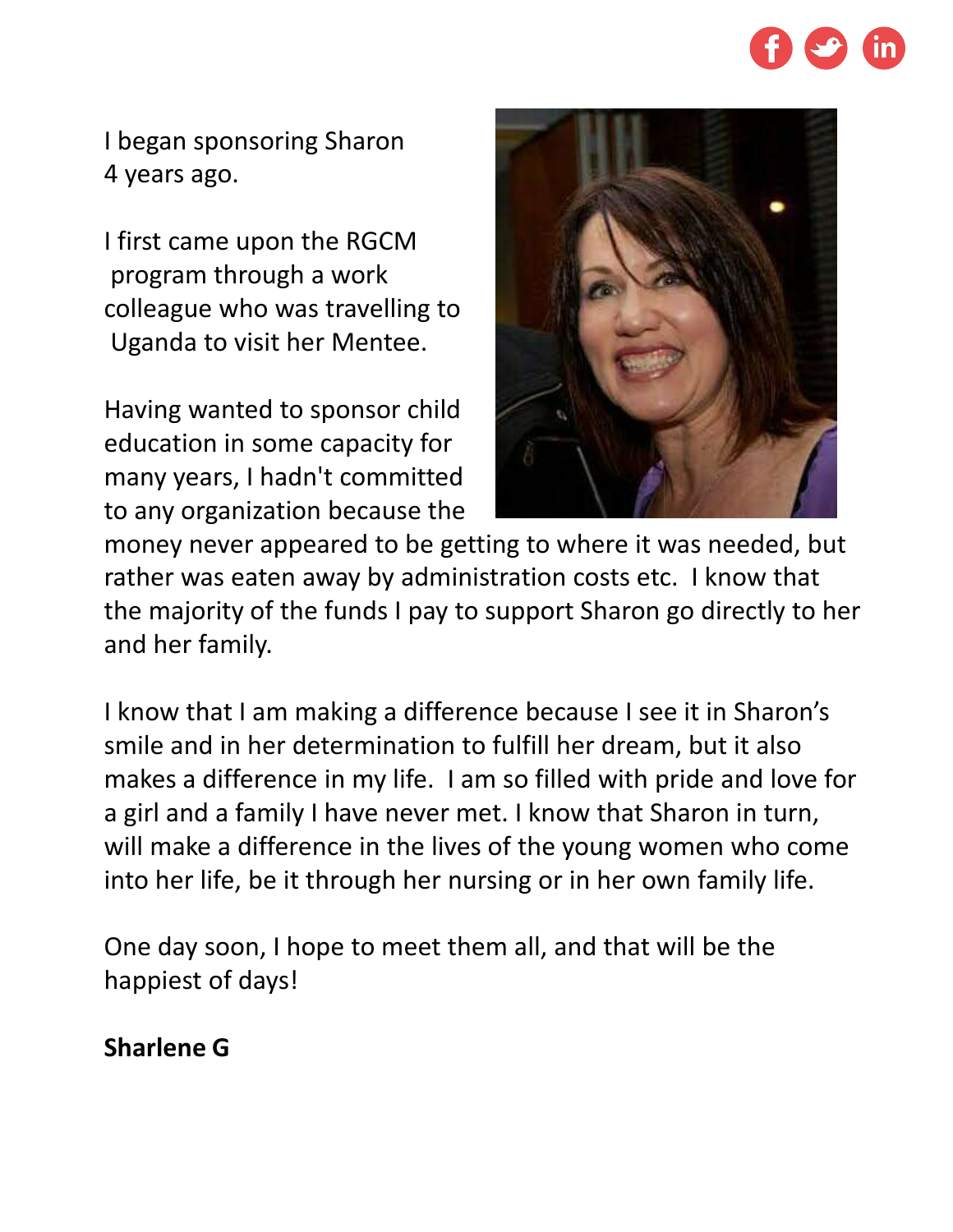I began sponsoring Sharon 4 years ago.

I first came upon the RGCM program through a work colleague who was travelling to Uganda to visit her Mentee.

Having wanted to sponsor child education in some capacity for many years, I hadn't committed to any organization because the money never appeared to be getting to where it was needed, but rather was eaten away by administration costs etc. I know that the majority of the funds I pay to support Sharon go directly to her and her family.

I know that I am making a difference because I see it in Sharon's smile and in her determination to fulfill her dream, but it also makes a difference in my life. I am so filled with pride and love for a girl and a family I have never met. I know that Sharon in turn, will make a difference in the lives of the young women who come into her life, be it through her nursing or in her own family life.

One day soon, I hope to meet them all, and that will be the happiest of days!

**Sharlene G**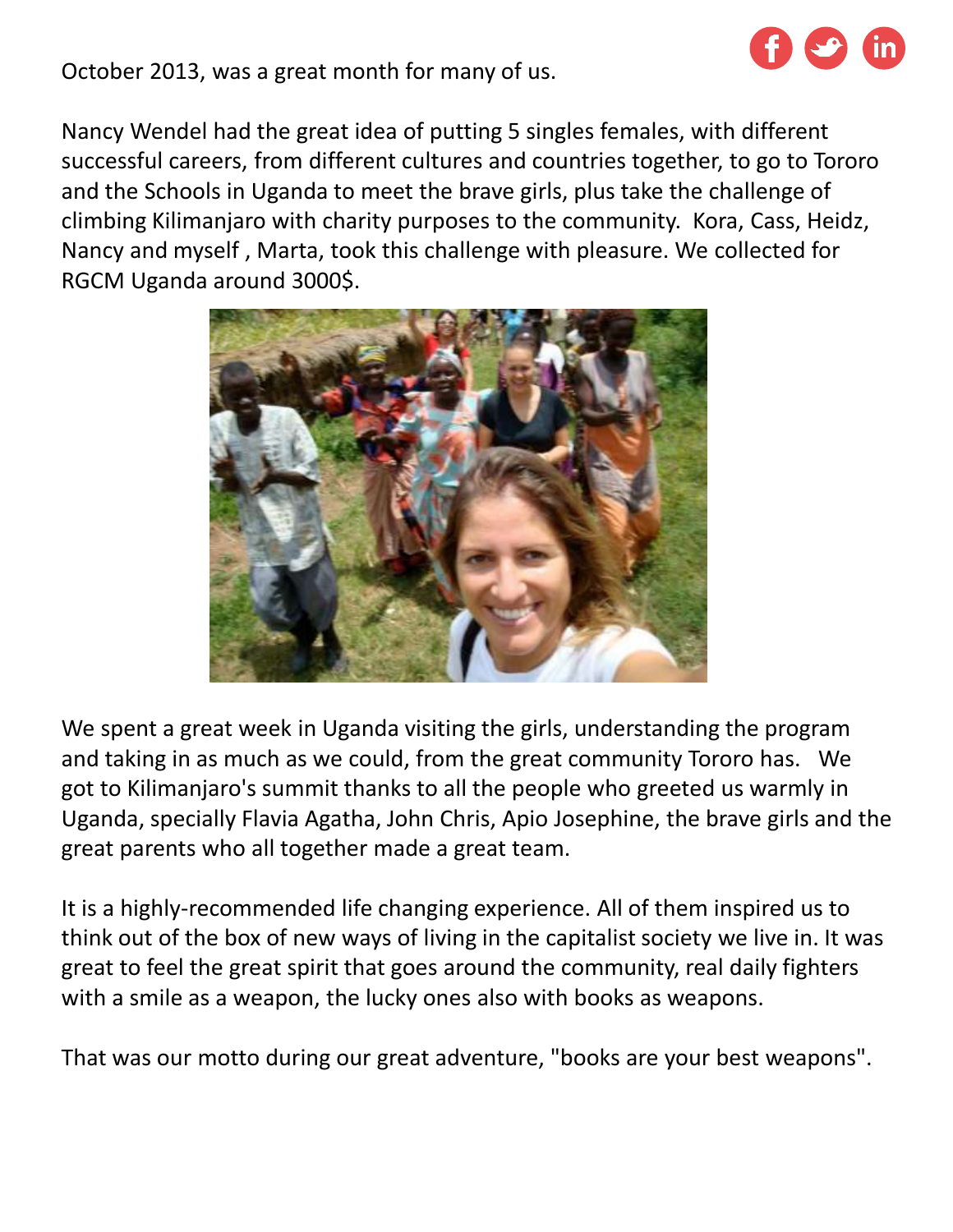October 2013, was a great month for many of us.

Nancy Wendel had the great idea of putting 5 singles females, with different successful careers, from different cultures and countries together, to go to Tororo and the Schools in Uganda to meet the brave girls, plus take the challenge of climbing Kilimanjaro with charity purposes to the community. Kora, Cass, Heidz, Nancy and myself , Marta, took this challenge with pleasure. We collected for RGCM Uganda around 3000$.

We spent a great week in Uganda visiting the girls, understanding the program and taking in as much as we could, from the great community Tororo has. We got to Kilimanjaro's summit thanks to all the people who greeted us warmly in Uganda, specially Flavia Agatha, John Chris, Apio Josephine, the brave girls and the great parents who all together made a great team.

It is a highly-recommended life changing experience. All of them inspired us to think out of the box of new ways of living in the capitalist society we live in. It was great to feel the great spirit that goes around the community, real daily fighters with a smile as a weapon, the lucky ones also with books as weapons.

That was our motto during our great adventure, "books are your best weapons".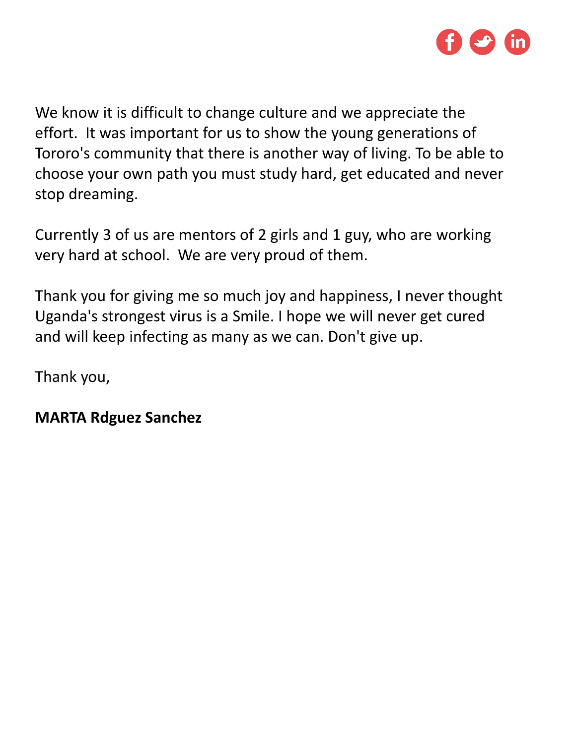We know it is difficult to change culture and we appreciate the effort.  It was important for us to show the young generations of Tororo's community that there is another way of living. To be able to choose your own path you must study hard, get educated and never stop dreaming.

Currently 3 of us are mentors of 2 girls and 1 guy, who are working very hard at school.  We are very proud of them.

Thank you for giving me so much joy and happiness, I never thought Uganda's strongest virus is a Smile. I hope we will never get cured and will keep infecting as many as we can. Don't give up.

Thank you,

**MARTA Rdguez Sanchez**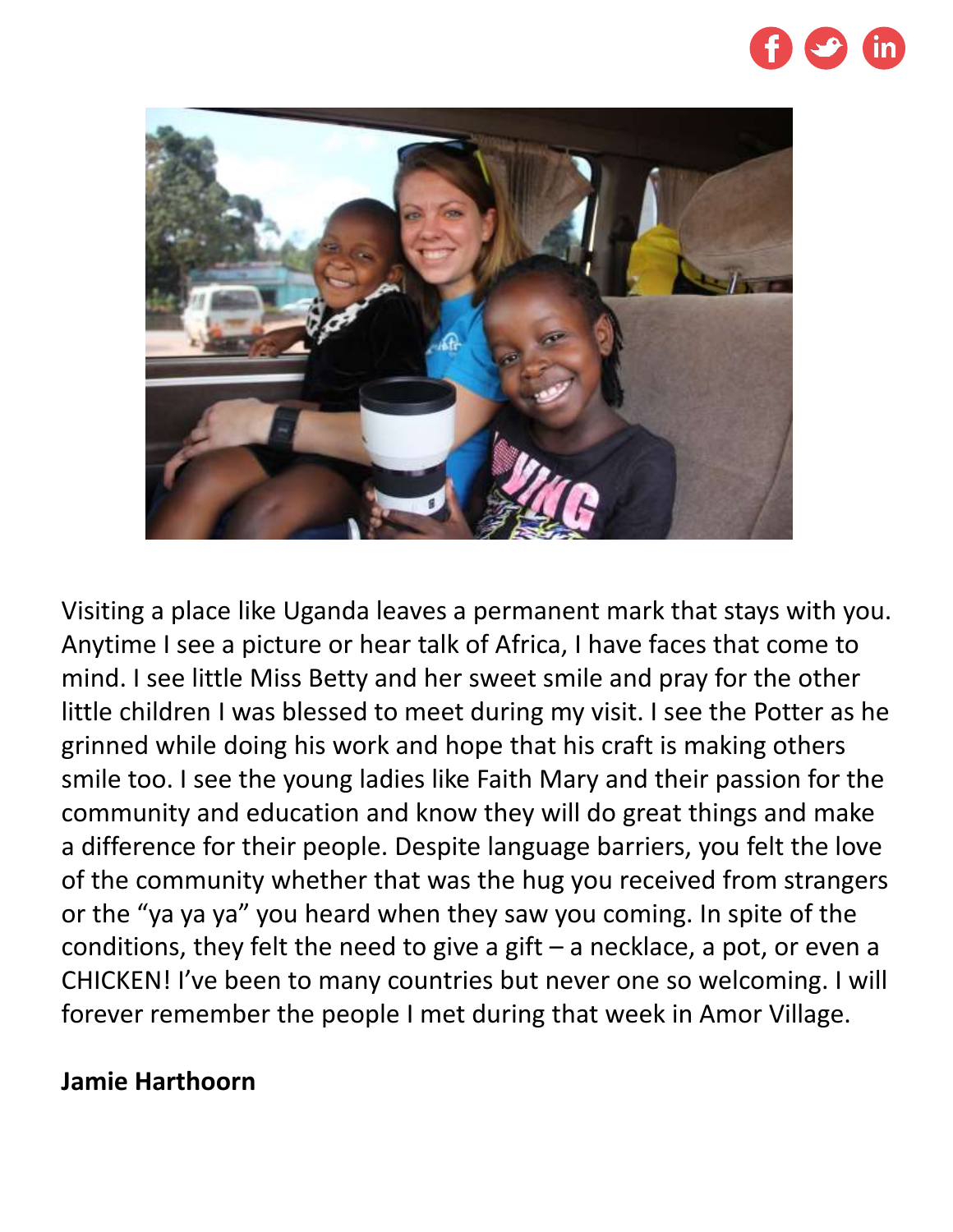Visiting a place like Uganda leaves a permanent mark that stays with you. Anytime I see a picture or hear talk of Africa, I have faces that come to mind. I see little Miss Betty and her sweet smile and pray for the other little children I was blessed to meet during my visit. I see the Potter as he grinned while doing his work and hope that his craft is making others smile too. I see the young ladies like Faith Mary and their passion for the community and education and know they will do great things and make a difference for their people. Despite language barriers, you felt the love of the community whether that was the hug you received from strangers or the "ya ya ya" you heard when they saw you coming. In spite of the conditions, they felt the need to give a gift – a necklace, a pot, or even a CHICKEN! I've been to many countries but never one so welcoming. I will forever remember the people I met during that week in Amor Village.

**Jamie Harthoorn**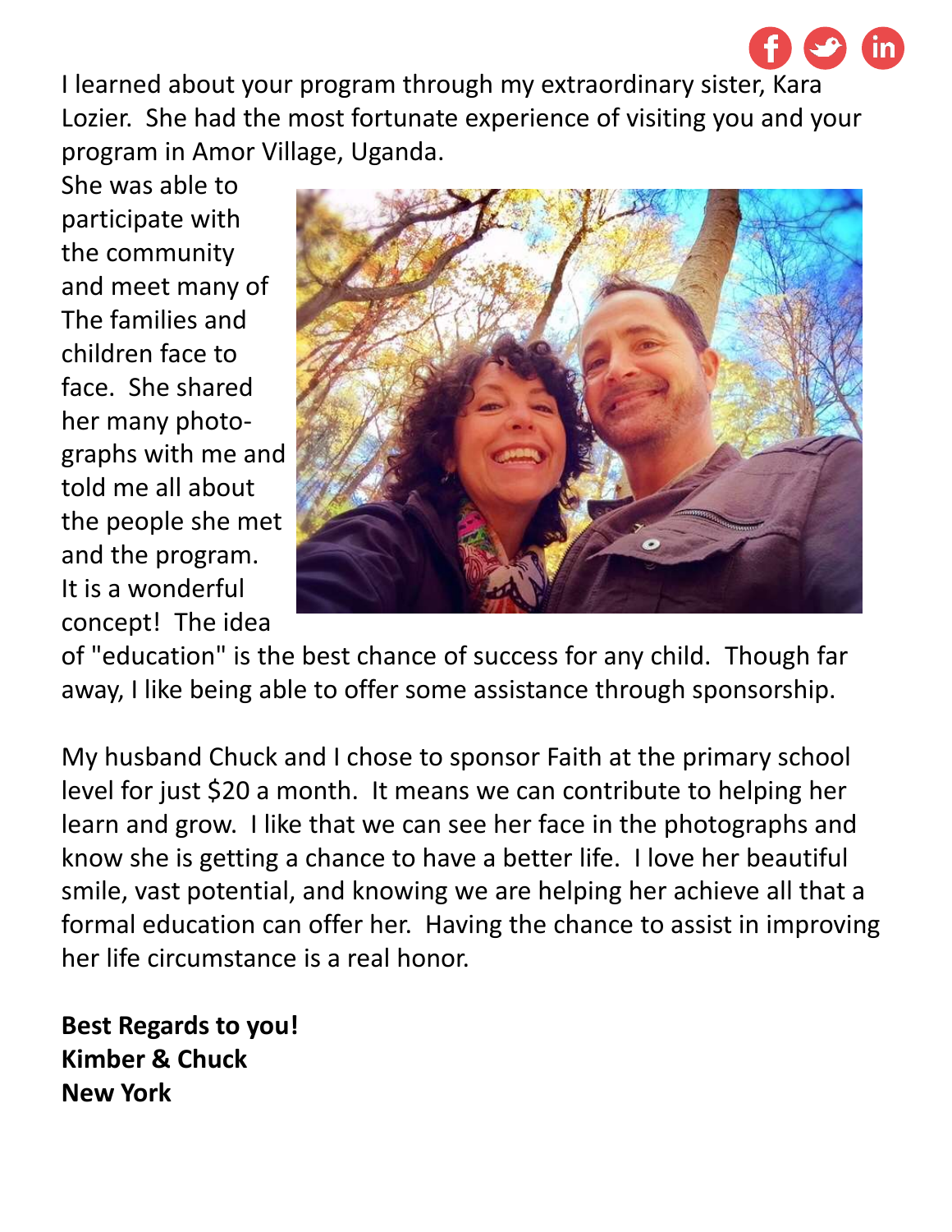I learned about your program through my extraordinary sister, Kara Lozier. She had the most fortunate experience of visiting you and your program in Amor Village, Uganda.

She was able to participate with the community and meet many of The families and children face to face. She shared her many photographs with me and told me all about the people she met and the program. It is a wonderful concept! The idea of "education" is the best chance of success for any child. Though far away, I like being able to offer some assistance through sponsorship.

My husband Chuck and I chose to sponsor Faith at the primary school level for just $20 a month. It means we can contribute to helping her learn and grow. I like that we can see her face in the photographs and know she is getting a chance to have a better life. I love her beautiful smile, vast potential, and knowing we are helping her achieve all that a formal education can offer her. Having the chance to assist in improving her life circumstance is a real honor.

**Best Regards to you!**
**Kimber & Chuck**
**New York**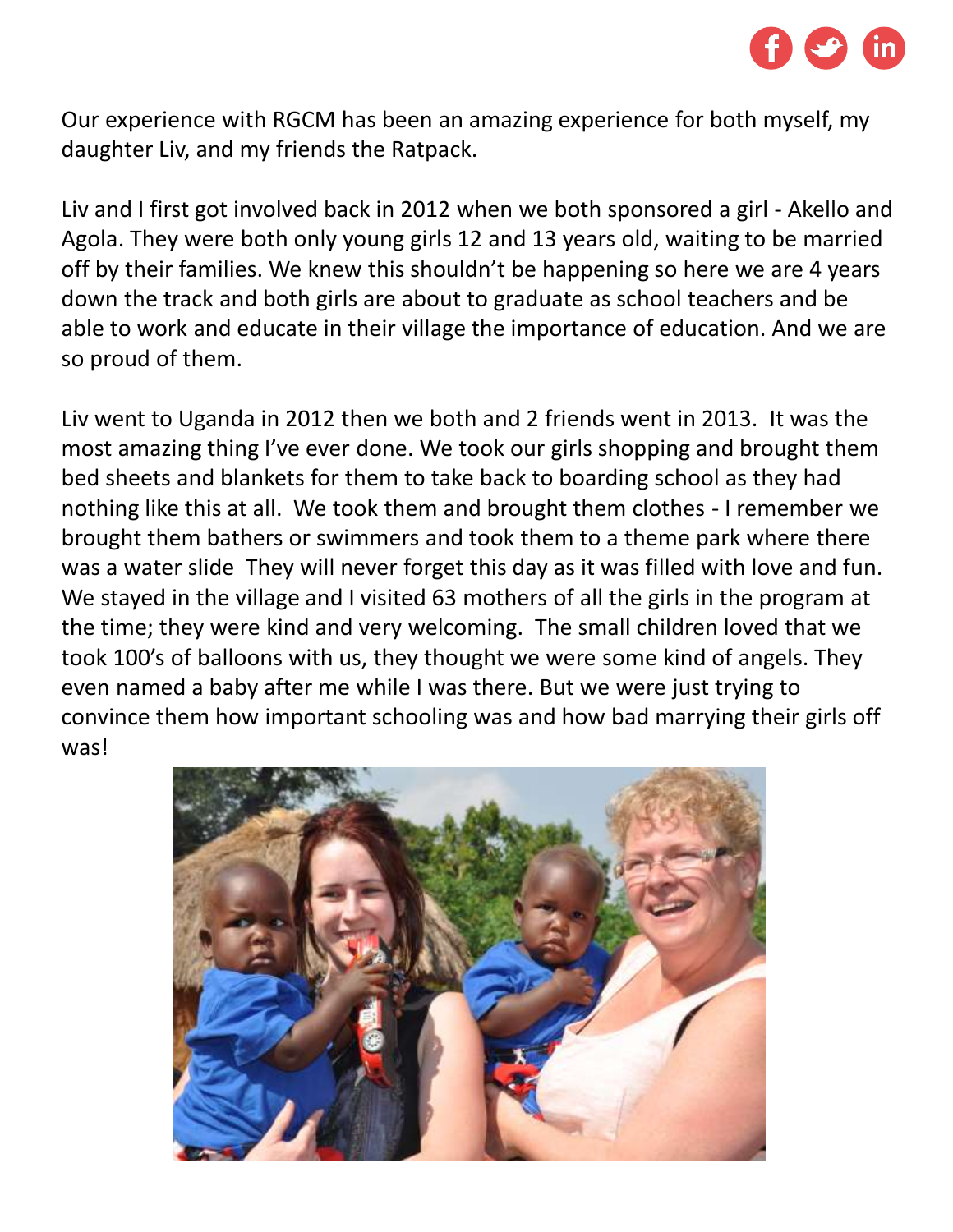Our experience with RGCM has been an amazing experience for both myself, my daughter Liv, and my friends the Ratpack.

Liv and I first got involved back in 2012 when we both sponsored a girl - Akello and Agola. They were both only young girls 12 and 13 years old, waiting to be married off by their families. We knew this shouldn't be happening so here we are 4 years down the track and both girls are about to graduate as school teachers and be able to work and educate in their village the importance of education. And we are so proud of them.

Liv went to Uganda in 2012 then we both and 2 friends went in 2013. It was the most amazing thing I've ever done. We took our girls shopping and brought them bed sheets and blankets for them to take back to boarding school as they had nothing like this at all. We took them and brought them clothes - I remember we brought them bathers or swimmers and took them to a theme park where there was a water slide They will never forget this day as it was filled with love and fun. We stayed in the village and I visited 63 mothers of all the girls in the program at the time; they were kind and very welcoming. The small children loved that we took 100's of balloons with us, they thought we were some kind of angels. They even named a baby after me while I was there. But we were just trying to convince them how important schooling was and how bad marrying their girls off was!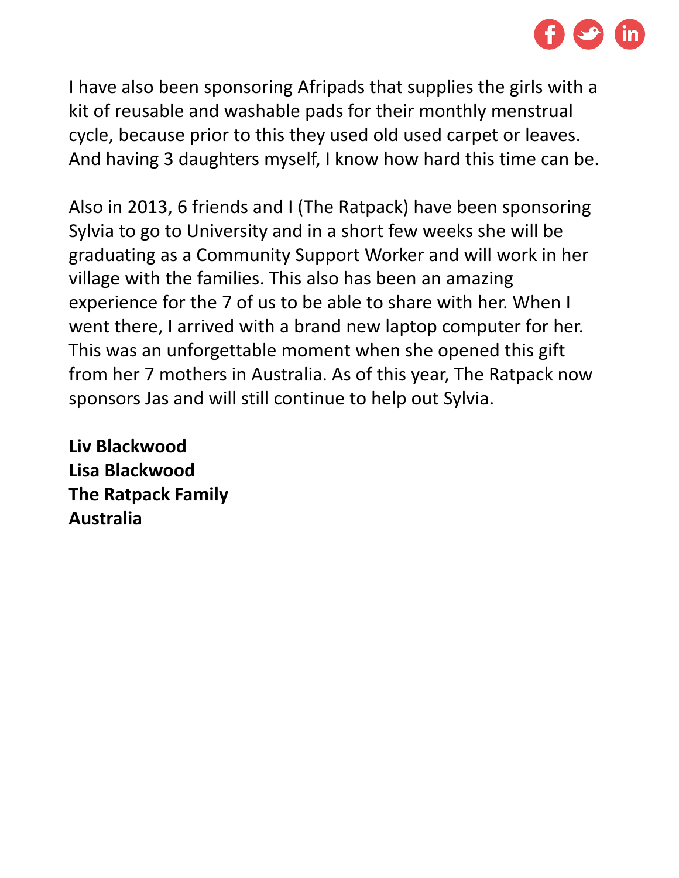I have also been sponsoring Afripads that supplies the girls with a kit of reusable and washable pads for their monthly menstrual cycle, because prior to this they used old used carpet or leaves. And having 3 daughters myself, I know how hard this time can be.

Also in 2013, 6 friends and I (The Ratpack) have been sponsoring Sylvia to go to University and in a short few weeks she will be graduating as a Community Support Worker and will work in her village with the families. This also has been an amazing experience for the 7 of us to be able to share with her. When I went there, I arrived with a brand new laptop computer for her. This was an unforgettable moment when she opened this gift from her 7 mothers in Australia. As of this year, The Ratpack now sponsors Jas and will still continue to help out Sylvia.

**Liv Blackwood**
**Lisa Blackwood**
**The Ratpack Family**
**Australia**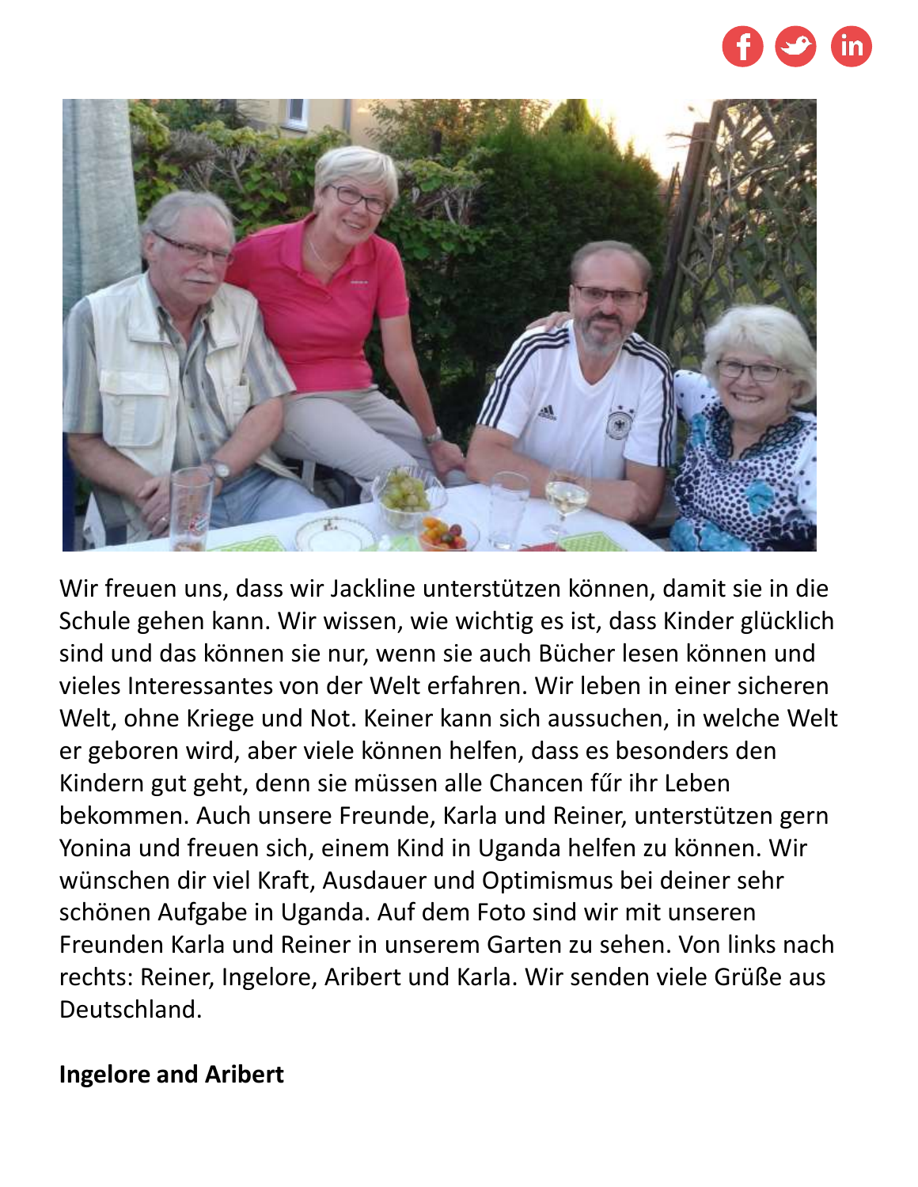Wir freuen uns, dass wir Jackline unterstützen können, damit sie in die Schule gehen kann. Wir wissen, wie wichtig es ist, dass Kinder glücklich sind und das können sie nur, wenn sie auch Bücher lesen können und vieles Interessantes von der Welt erfahren. Wir leben in einer sicheren Welt, ohne Kriege und Not. Keiner kann sich aussuchen, in welche Welt er geboren wird, aber viele können helfen, dass es besonders den Kindern gut geht, denn sie müssen alle Chancen fűr ihr Leben bekommen. Auch unsere Freunde, Karla und Reiner, unterstützen gern Yonina und freuen sich, einem Kind in Uganda helfen zu können. Wir wünschen dir viel Kraft, Ausdauer und Optimismus bei deiner sehr schönen Aufgabe in Uganda. Auf dem Foto sind wir mit unseren Freunden Karla und Reiner in unserem Garten zu sehen. Von links nach rechts: Reiner, Ingelore, Aribert und Karla. Wir senden viele Grüße aus Deutschland.

**Ingelore and Aribert**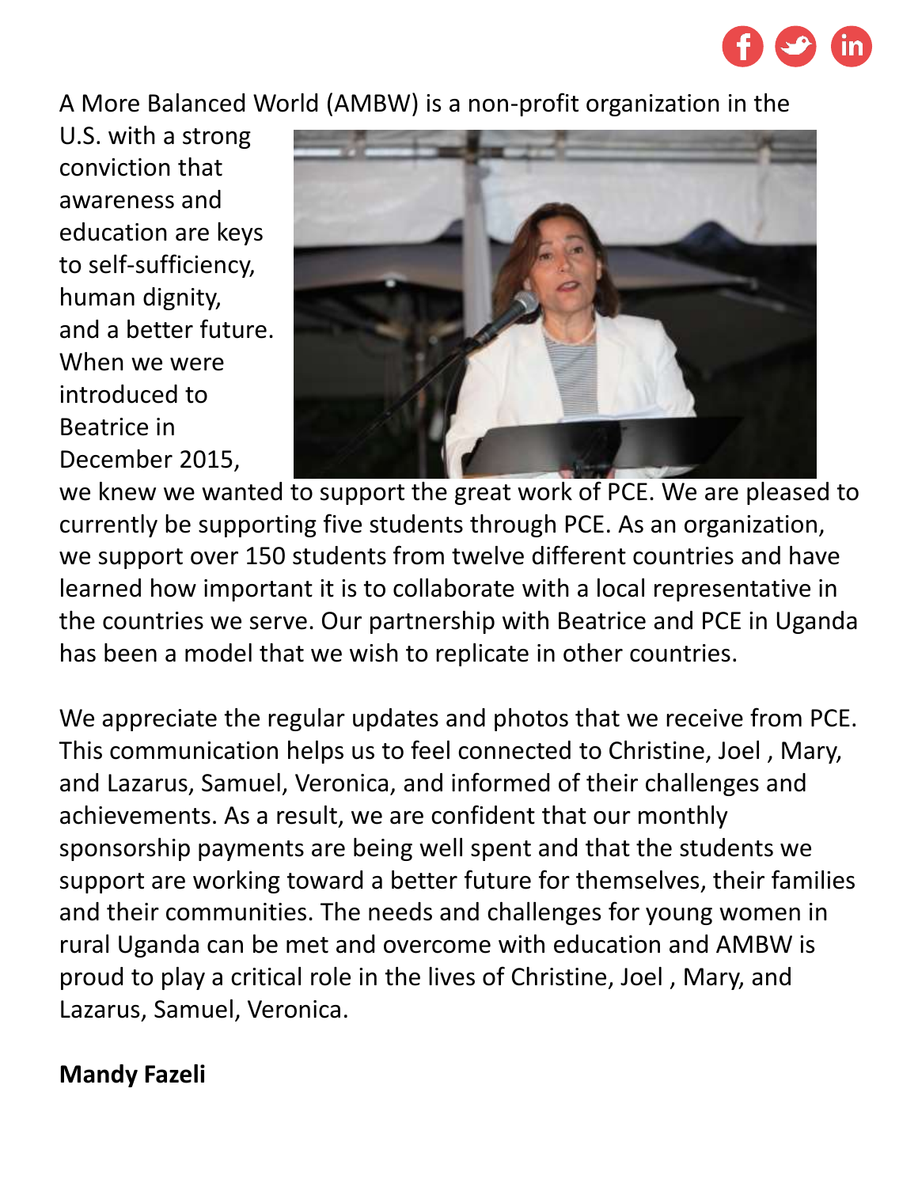A More Balanced World (AMBW) is a non-profit organization in the U.S. with a strong conviction that awareness and education are keys to self-sufficiency, human dignity, and a better future. When we were introduced to Beatrice in December 2015, we knew we wanted to support the great work of PCE. We are pleased to currently be supporting five students through PCE. As an organization, we support over 150 students from twelve different countries and have learned how important it is to collaborate with a local representative in the countries we serve. Our partnership with Beatrice and PCE in Uganda has been a model that we wish to replicate in other countries.

We appreciate the regular updates and photos that we receive from PCE. This communication helps us to feel connected to Christine, Joel , Mary, and Lazarus, Samuel, Veronica, and informed of their challenges and achievements. As a result, we are confident that our monthly sponsorship payments are being well spent and that the students we support are working toward a better future for themselves, their families and their communities. The needs and challenges for young women in rural Uganda can be met and overcome with education and AMBW is proud to play a critical role in the lives of Christine, Joel , Mary, and Lazarus, Samuel, Veronica.

**Mandy Fazeli**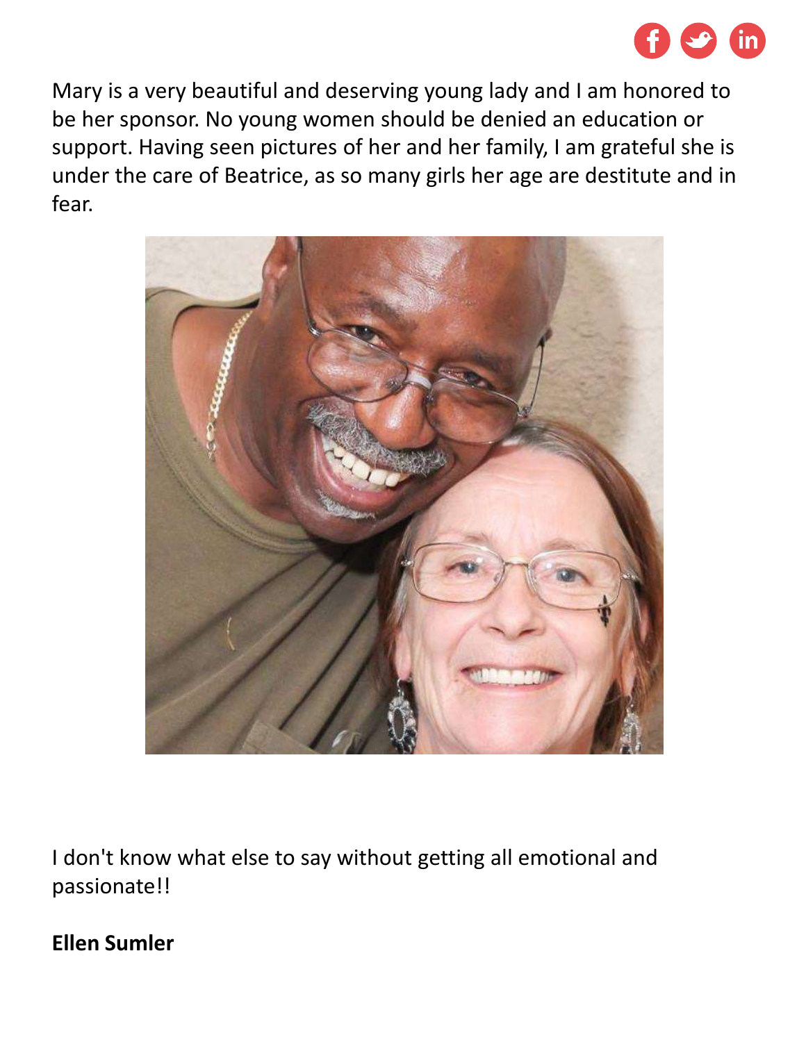Mary is a very beautiful and deserving young lady and I am honored to be her sponsor. No young women should be denied an education or support. Having seen pictures of her and her family, I am grateful she is under the care of Beatrice, as so many girls her age are destitute and in fear.

I don't know what else to say without getting all emotional and passionate!!

**Ellen Sumler**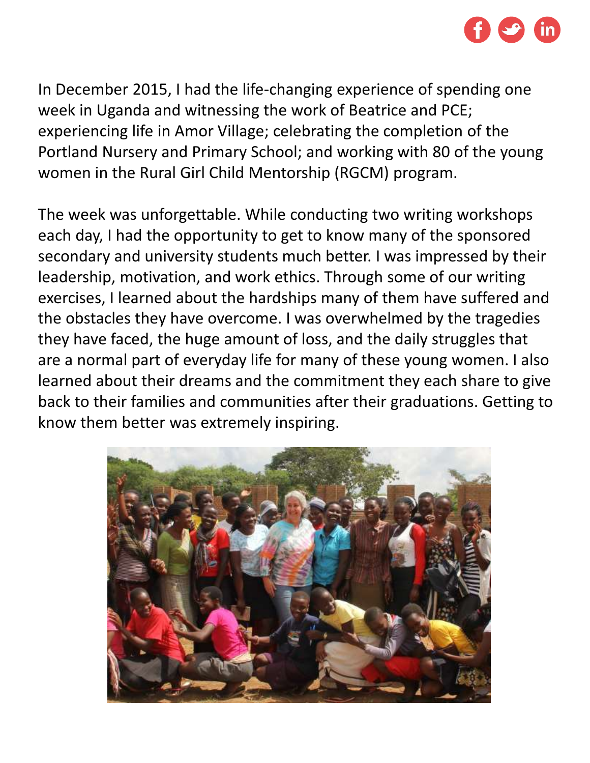In December 2015, I had the life-changing experience of spending one week in Uganda and witnessing the work of Beatrice and PCE; experiencing life in Amor Village; celebrating the completion of the Portland Nursery and Primary School; and working with 80 of the young women in the Rural Girl Child Mentorship (RGCM) program.

The week was unforgettable. While conducting two writing workshops each day, I had the opportunity to get to know many of the sponsored secondary and university students much better. I was impressed by their leadership, motivation, and work ethics. Through some of our writing exercises, I learned about the hardships many of them have suffered and the obstacles they have overcome. I was overwhelmed by the tragedies they have faced, the huge amount of loss, and the daily struggles that are a normal part of everyday life for many of these young women. I also learned about their dreams and the commitment they each share to give back to their families and communities after their graduations. Getting to know them better was extremely inspiring.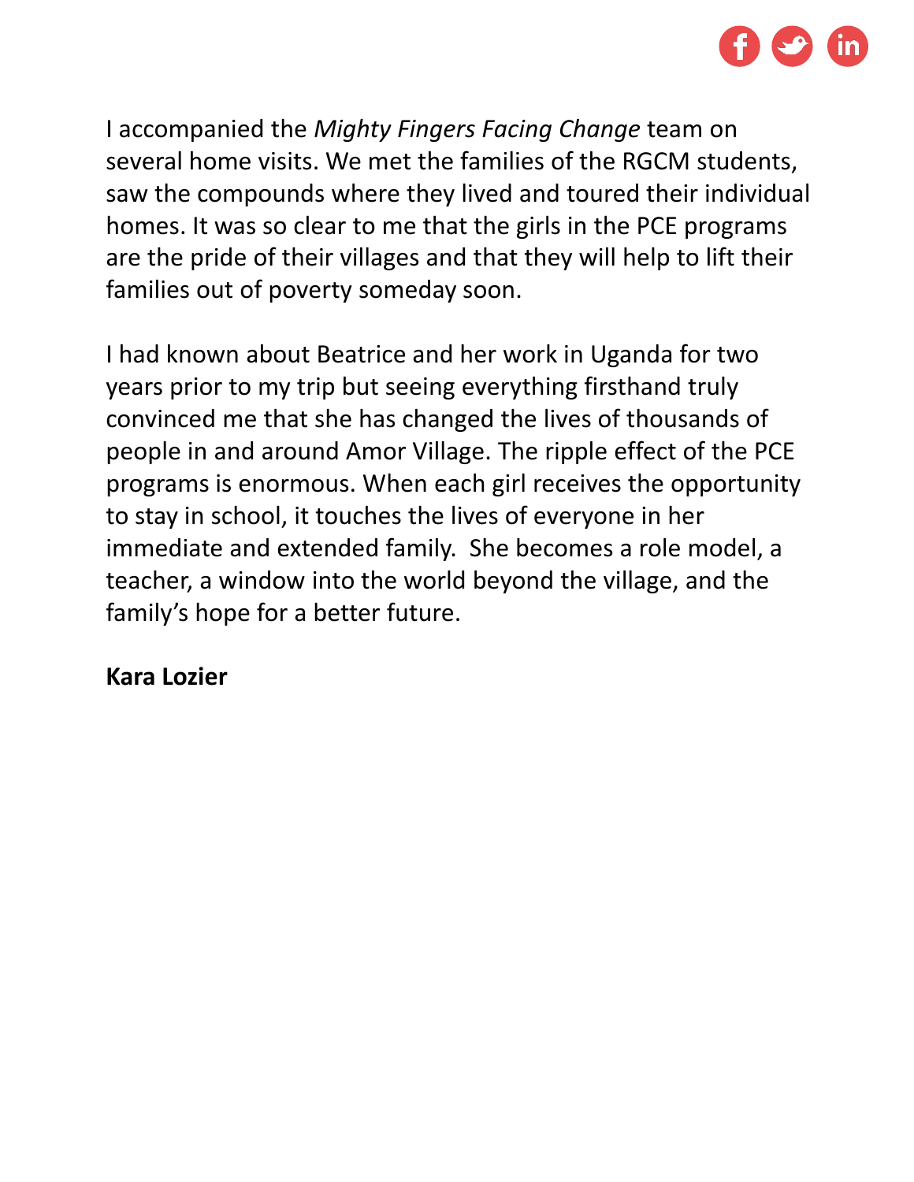I accompanied the *Mighty Fingers Facing Change* team on several home visits. We met the families of the RGCM students, saw the compounds where they lived and toured their individual homes. It was so clear to me that the girls in the PCE programs are the pride of their villages and that they will help to lift their families out of poverty someday soon.

I had known about Beatrice and her work in Uganda for two years prior to my trip but seeing everything firsthand truly convinced me that she has changed the lives of thousands of people in and around Amor Village. The ripple effect of the PCE programs is enormous. When each girl receives the opportunity to stay in school, it touches the lives of everyone in her immediate and extended family.  She becomes a role model, a teacher, a window into the world beyond the village, and the family's hope for a better future.

**Kara Lozier**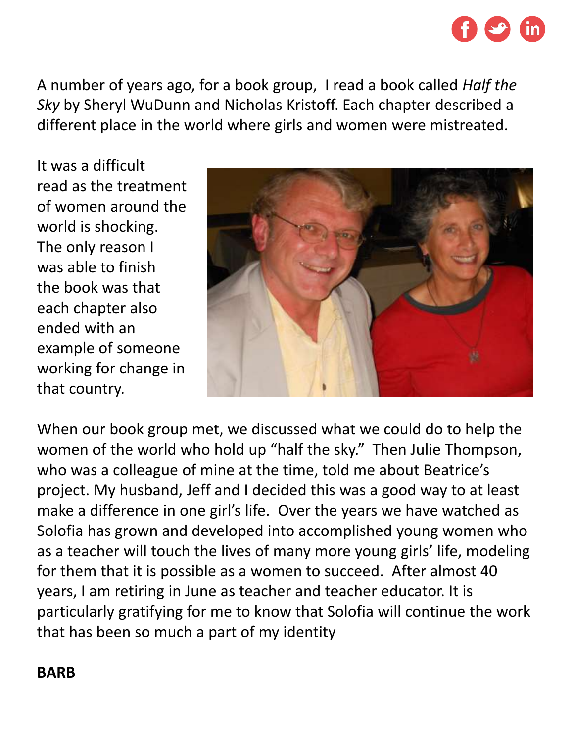A number of years ago, for a book group,  I read a book called *Half the Sky* by Sheryl WuDunn and Nicholas Kristoff. Each chapter described a different place in the world where girls and women were mistreated.

It was a difficult read as the treatment of women around the world is shocking. The only reason I was able to finish the book was that each chapter also ended with an example of someone working for change in that country.

When our book group met, we discussed what we could do to help the women of the world who hold up "half the sky."  Then Julie Thompson, who was a colleague of mine at the time, told me about Beatrice's project. My husband, Jeff and I decided this was a good way to at least make a difference in one girl's life.  Over the years we have watched as Solofia has grown and developed into accomplished young women who as a teacher will touch the lives of many more young girls' life, modeling for them that it is possible as a women to succeed.  After almost 40 years, I am retiring in June as teacher and teacher educator. It is particularly gratifying for me to know that Solofia will continue the work that has been so much a part of my identity

**BARB**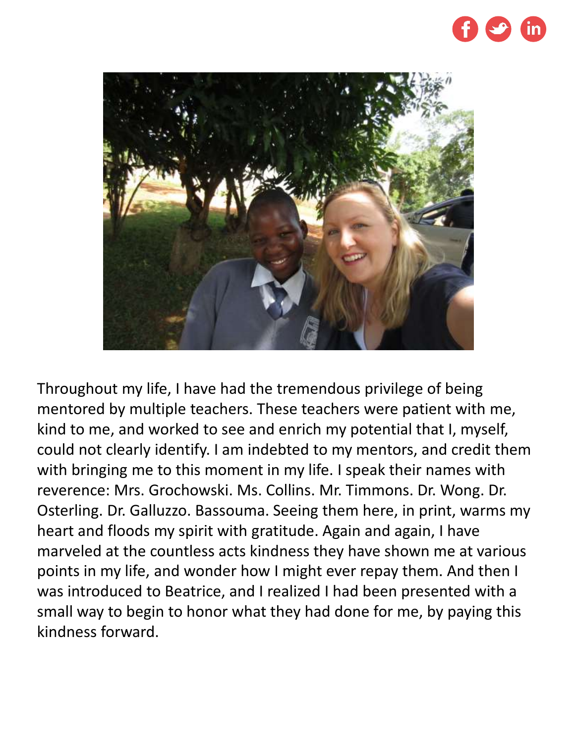Throughout my life, I have had the tremendous privilege of being mentored by multiple teachers. These teachers were patient with me, kind to me, and worked to see and enrich my potential that I, myself, could not clearly identify. I am indebted to my mentors, and credit them with bringing me to this moment in my life. I speak their names with reverence: Mrs. Grochowski. Ms. Collins. Mr. Timmons. Dr. Wong. Dr. Osterling. Dr. Galluzzo. Bassouma. Seeing them here, in print, warms my heart and floods my spirit with gratitude. Again and again, I have marveled at the countless acts kindness they have shown me at various points in my life, and wonder how I might ever repay them. And then I was introduced to Beatrice, and I realized I had been presented with a small way to begin to honor what they had done for me, by paying this kindness forward.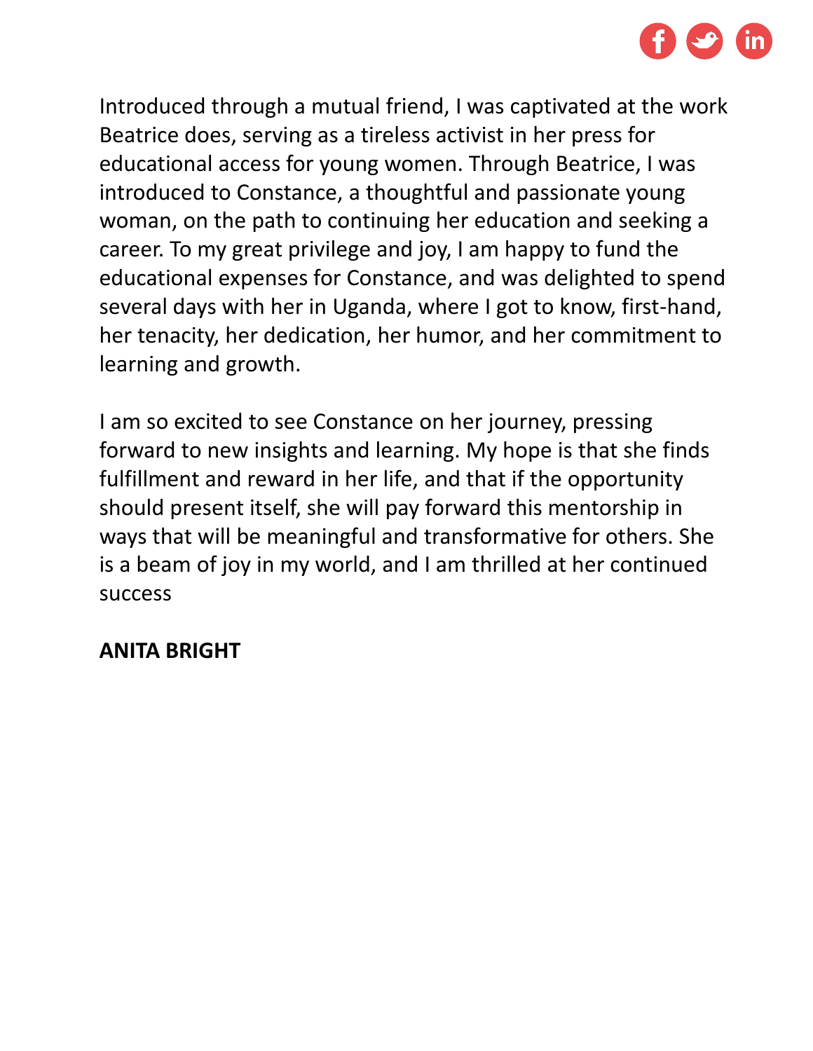Introduced through a mutual friend, I was captivated at the work Beatrice does, serving as a tireless activist in her press for educational access for young women. Through Beatrice, I was introduced to Constance, a thoughtful and passionate young woman, on the path to continuing her education and seeking a career. To my great privilege and joy, I am happy to fund the educational expenses for Constance, and was delighted to spend several days with her in Uganda, where I got to know, first-hand, her tenacity, her dedication, her humor, and her commitment to learning and growth.

I am so excited to see Constance on her journey, pressing forward to new insights and learning. My hope is that she finds fulfillment and reward in her life, and that if the opportunity should present itself, she will pay forward this mentorship in ways that will be meaningful and transformative for others. She is a beam of joy in my world, and I am thrilled at her continued success

**ANITA BRIGHT**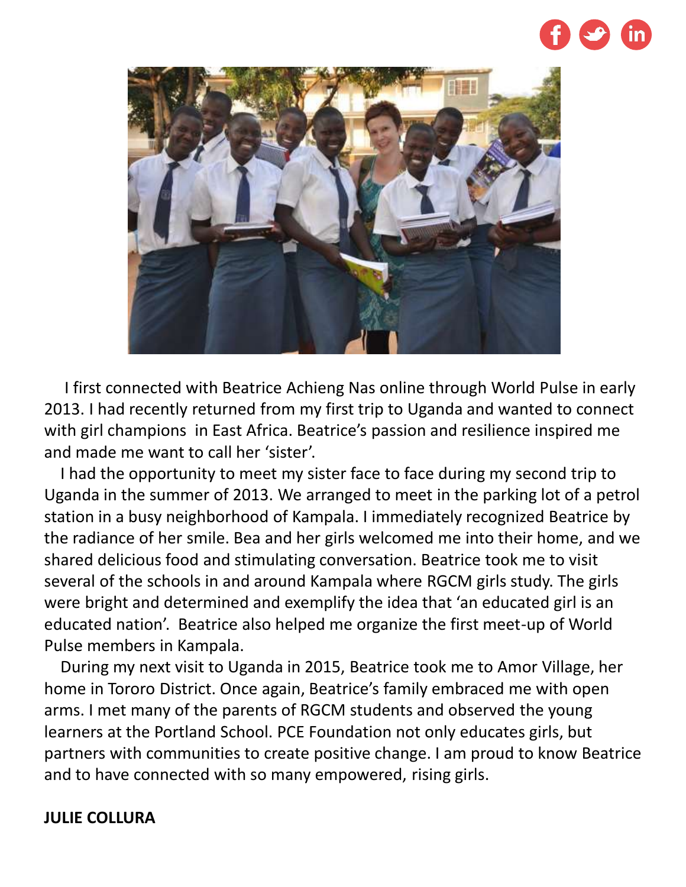I first connected with Beatrice Achieng Nas online through World Pulse in early 2013. I had recently returned from my first trip to Uganda and wanted to connect with girl champions in East Africa. Beatrice's passion and resilience inspired me and made me want to call her 'sister'.

I had the opportunity to meet my sister face to face during my second trip to Uganda in the summer of 2013. We arranged to meet in the parking lot of a petrol station in a busy neighborhood of Kampala. I immediately recognized Beatrice by the radiance of her smile. Bea and her girls welcomed me into their home, and we shared delicious food and stimulating conversation. Beatrice took me to visit several of the schools in and around Kampala where RGCM girls study. The girls were bright and determined and exemplify the idea that 'an educated girl is an educated nation'. Beatrice also helped me organize the first meet-up of World Pulse members in Kampala.

During my next visit to Uganda in 2015, Beatrice took me to Amor Village, her home in Tororo District. Once again, Beatrice's family embraced me with open arms. I met many of the parents of RGCM students and observed the young learners at the Portland School. PCE Foundation not only educates girls, but partners with communities to create positive change. I am proud to know Beatrice and to have connected with so many empowered, rising girls.

**JULIE COLLURA**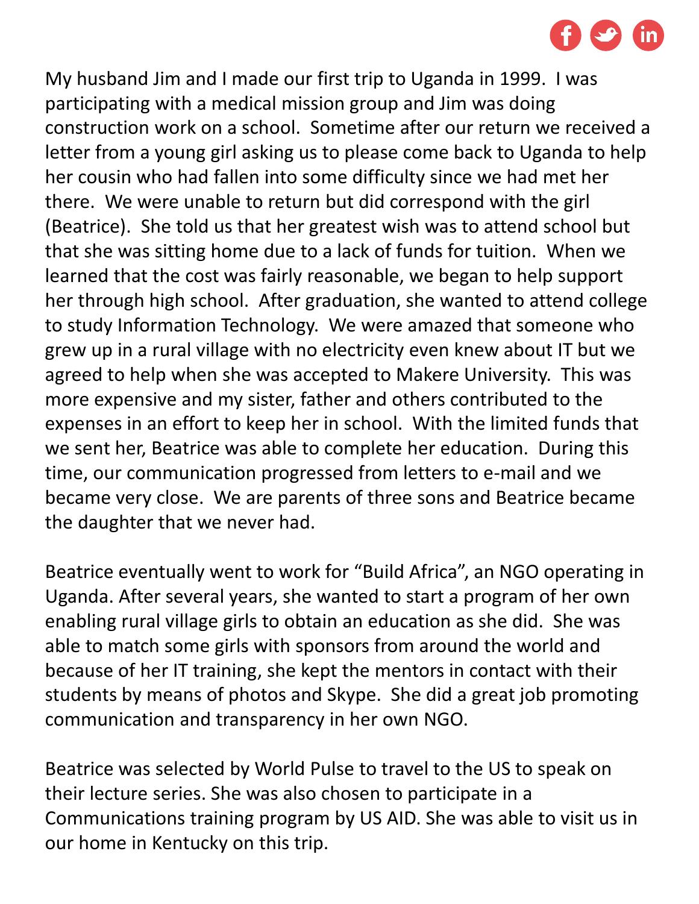My husband Jim and I made our first trip to Uganda in 1999. I was participating with a medical mission group and Jim was doing construction work on a school. Sometime after our return we received a letter from a young girl asking us to please come back to Uganda to help her cousin who had fallen into some difficulty since we had met her there. We were unable to return but did correspond with the girl (Beatrice). She told us that her greatest wish was to attend school but that she was sitting home due to a lack of funds for tuition. When we learned that the cost was fairly reasonable, we began to help support her through high school. After graduation, she wanted to attend college to study Information Technology. We were amazed that someone who grew up in a rural village with no electricity even knew about IT but we agreed to help when she was accepted to Makere University. This was more expensive and my sister, father and others contributed to the expenses in an effort to keep her in school. With the limited funds that we sent her, Beatrice was able to complete her education. During this time, our communication progressed from letters to e-mail and we became very close. We are parents of three sons and Beatrice became the daughter that we never had.

Beatrice eventually went to work for "Build Africa", an NGO operating in Uganda. After several years, she wanted to start a program of her own enabling rural village girls to obtain an education as she did. She was able to match some girls with sponsors from around the world and because of her IT training, she kept the mentors in contact with their students by means of photos and Skype. She did a great job promoting communication and transparency in her own NGO.

Beatrice was selected by World Pulse to travel to the US to speak on their lecture series. She was also chosen to participate in a Communications training program by US AID. She was able to visit us in our home in Kentucky on this trip.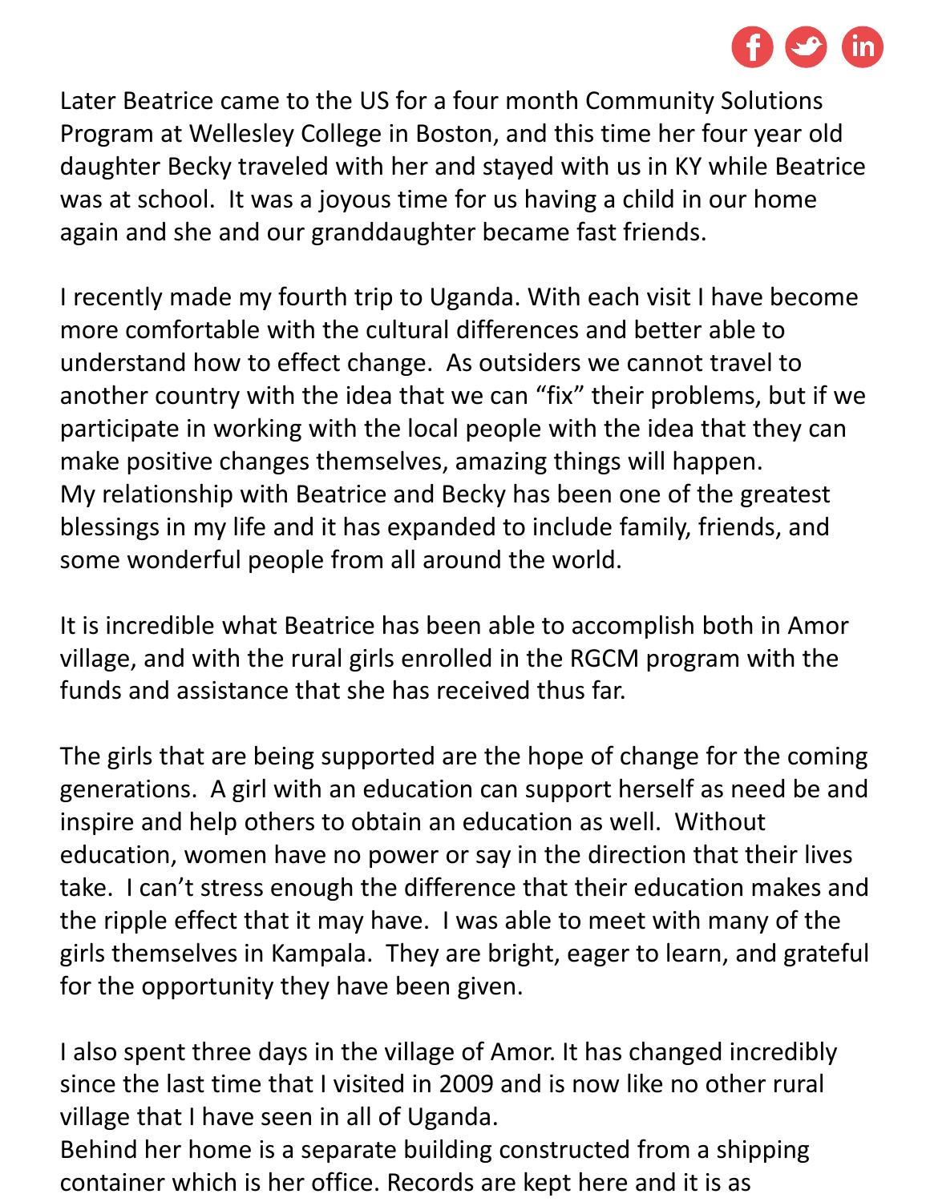Later Beatrice came to the US for a four month Community Solutions Program at Wellesley College in Boston, and this time her four year old daughter Becky traveled with her and stayed with us in KY while Beatrice was at school. It was a joyous time for us having a child in our home again and she and our granddaughter became fast friends.

I recently made my fourth trip to Uganda. With each visit I have become more comfortable with the cultural differences and better able to understand how to effect change. As outsiders we cannot travel to another country with the idea that we can "fix" their problems, but if we participate in working with the local people with the idea that they can make positive changes themselves, amazing things will happen.
My relationship with Beatrice and Becky has been one of the greatest blessings in my life and it has expanded to include family, friends, and some wonderful people from all around the world.

It is incredible what Beatrice has been able to accomplish both in Amor village, and with the rural girls enrolled in the RGCM program with the funds and assistance that she has received thus far.

The girls that are being supported are the hope of change for the coming generations. A girl with an education can support herself as need be and inspire and help others to obtain an education as well. Without education, women have no power or say in the direction that their lives take. I can't stress enough the difference that their education makes and the ripple effect that it may have. I was able to meet with many of the girls themselves in Kampala. They are bright, eager to learn, and grateful for the opportunity they have been given.

I also spent three days in the village of Amor. It has changed incredibly since the last time that I visited in 2009 and is now like no other rural village that I have seen in all of Uganda.
Behind her home is a separate building constructed from a shipping container which is her office. Records are kept here and it is as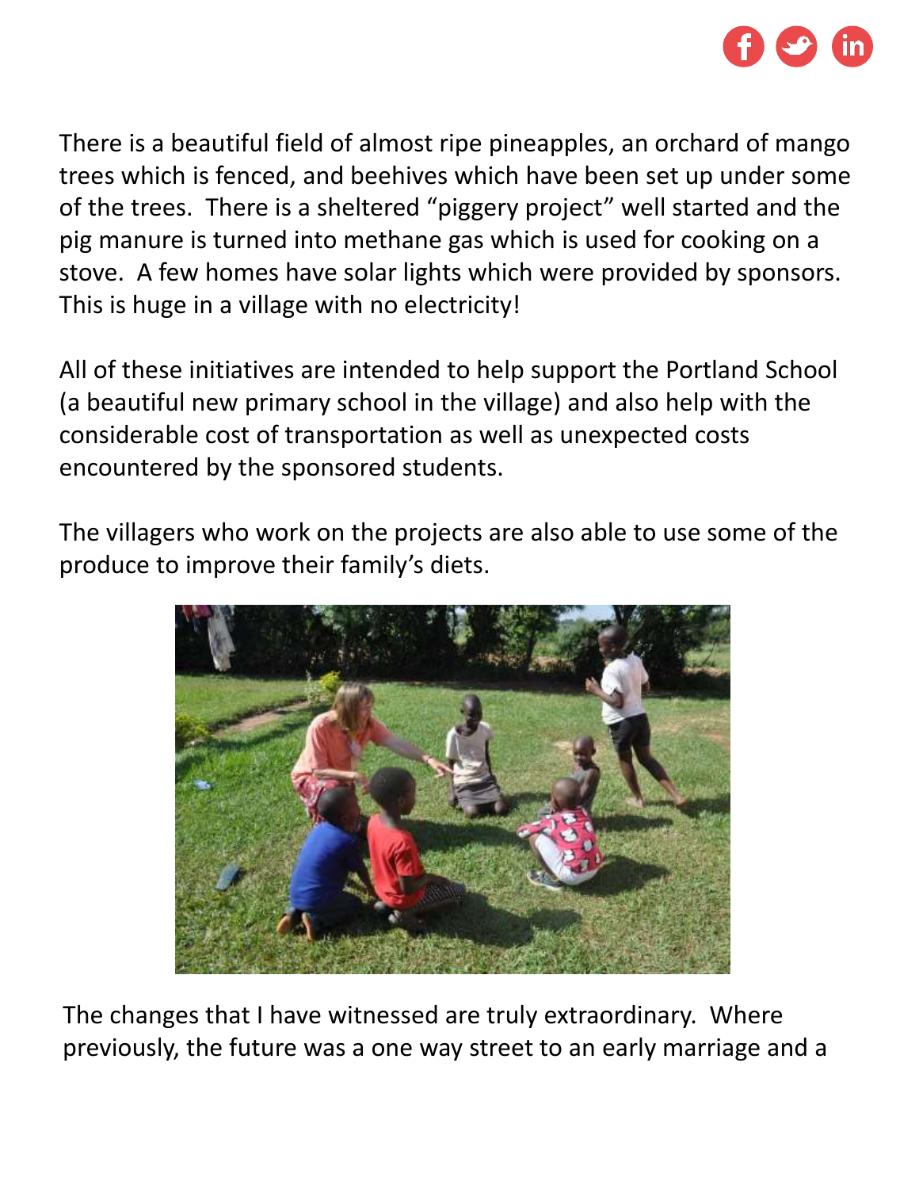There is a beautiful field of almost ripe pineapples, an orchard of mango trees which is fenced, and beehives which have been set up under some of the trees. There is a sheltered "piggery project" well started and the pig manure is turned into methane gas which is used for cooking on a stove. A few homes have solar lights which were provided by sponsors. This is huge in a village with no electricity!

All of these initiatives are intended to help support the Portland School (a beautiful new primary school in the village) and also help with the considerable cost of transportation as well as unexpected costs encountered by the sponsored students.

The villagers who work on the projects are also able to use some of the produce to improve their family's diets.

The changes that I have witnessed are truly extraordinary. Where previously, the future was a one way street to an early marriage and a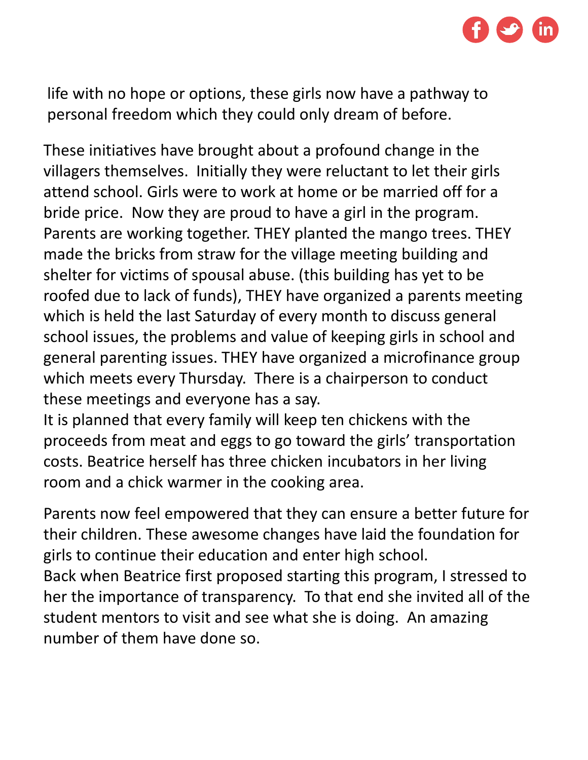life with no hope or options, these girls now have a pathway to personal freedom which they could only dream of before.

These initiatives have brought about a profound change in the villagers themselves. Initially they were reluctant to let their girls attend school. Girls were to work at home or be married off for a bride price. Now they are proud to have a girl in the program. Parents are working together. THEY planted the mango trees. THEY made the bricks from straw for the village meeting building and shelter for victims of spousal abuse. (this building has yet to be roofed due to lack of funds), THEY have organized a parents meeting which is held the last Saturday of every month to discuss general school issues, the problems and value of keeping girls in school and general parenting issues. THEY have organized a microfinance group which meets every Thursday. There is a chairperson to conduct these meetings and everyone has a say.
It is planned that every family will keep ten chickens with the proceeds from meat and eggs to go toward the girls' transportation costs. Beatrice herself has three chicken incubators in her living room and a chick warmer in the cooking area.

Parents now feel empowered that they can ensure a better future for their children. These awesome changes have laid the foundation for girls to continue their education and enter high school.
Back when Beatrice first proposed starting this program, I stressed to her the importance of transparency. To that end she invited all of the student mentors to visit and see what she is doing. An amazing number of them have done so.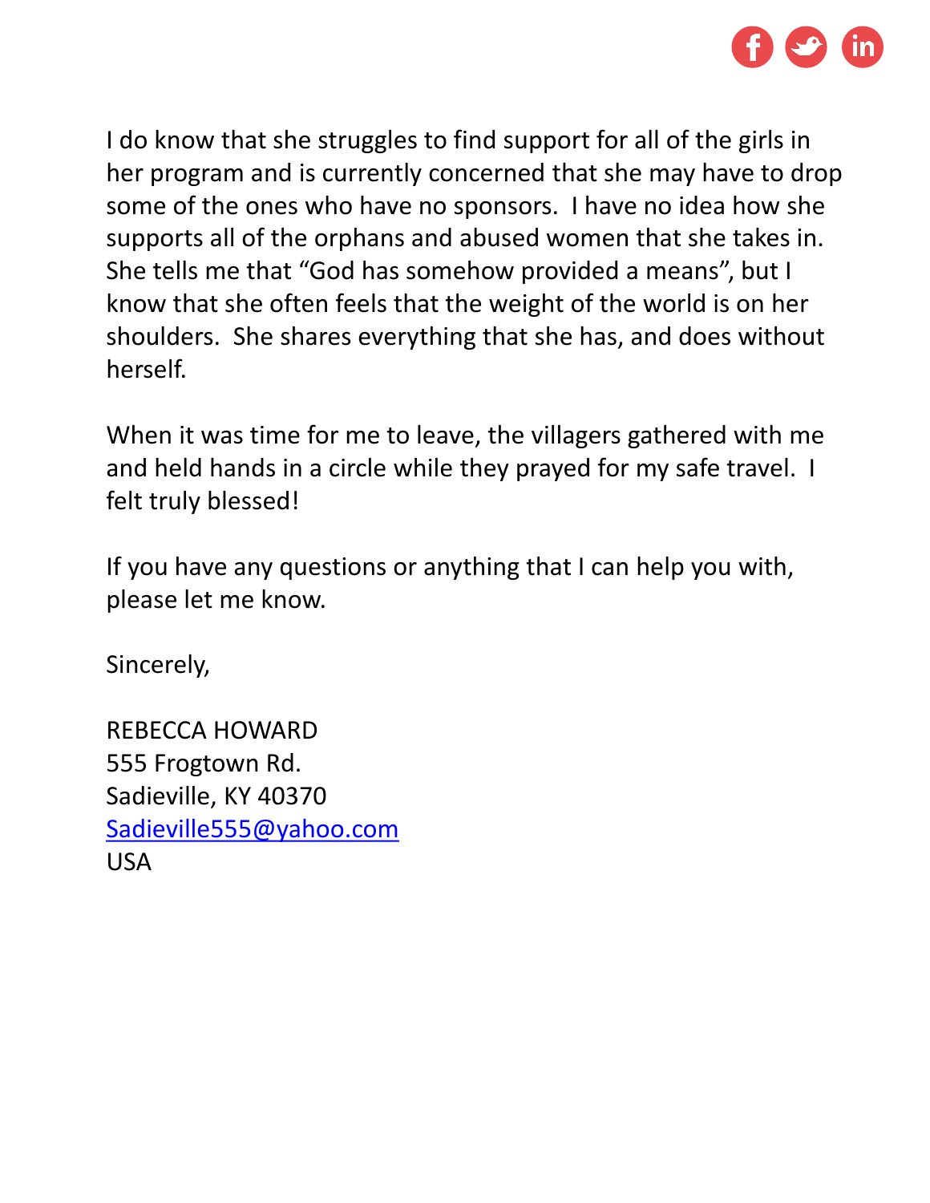I do know that she struggles to find support for all of the girls in her program and is currently concerned that she may have to drop some of the ones who have no sponsors.  I have no idea how she supports all of the orphans and abused women that she takes in.  She tells me that "God has somehow provided a means", but I know that she often feels that the weight of the world is on her shoulders.  She shares everything that she has, and does without herself.

When it was time for me to leave, the villagers gathered with me and held hands in a circle while they prayed for my safe travel.  I felt truly blessed!

If you have any questions or anything that I can help you with, please let me know.

Sincerely,

REBECCA HOWARD  
555 Frogtown Rd.  
Sadieville, KY 40370  
Sadieville555@yahoo.com  
USA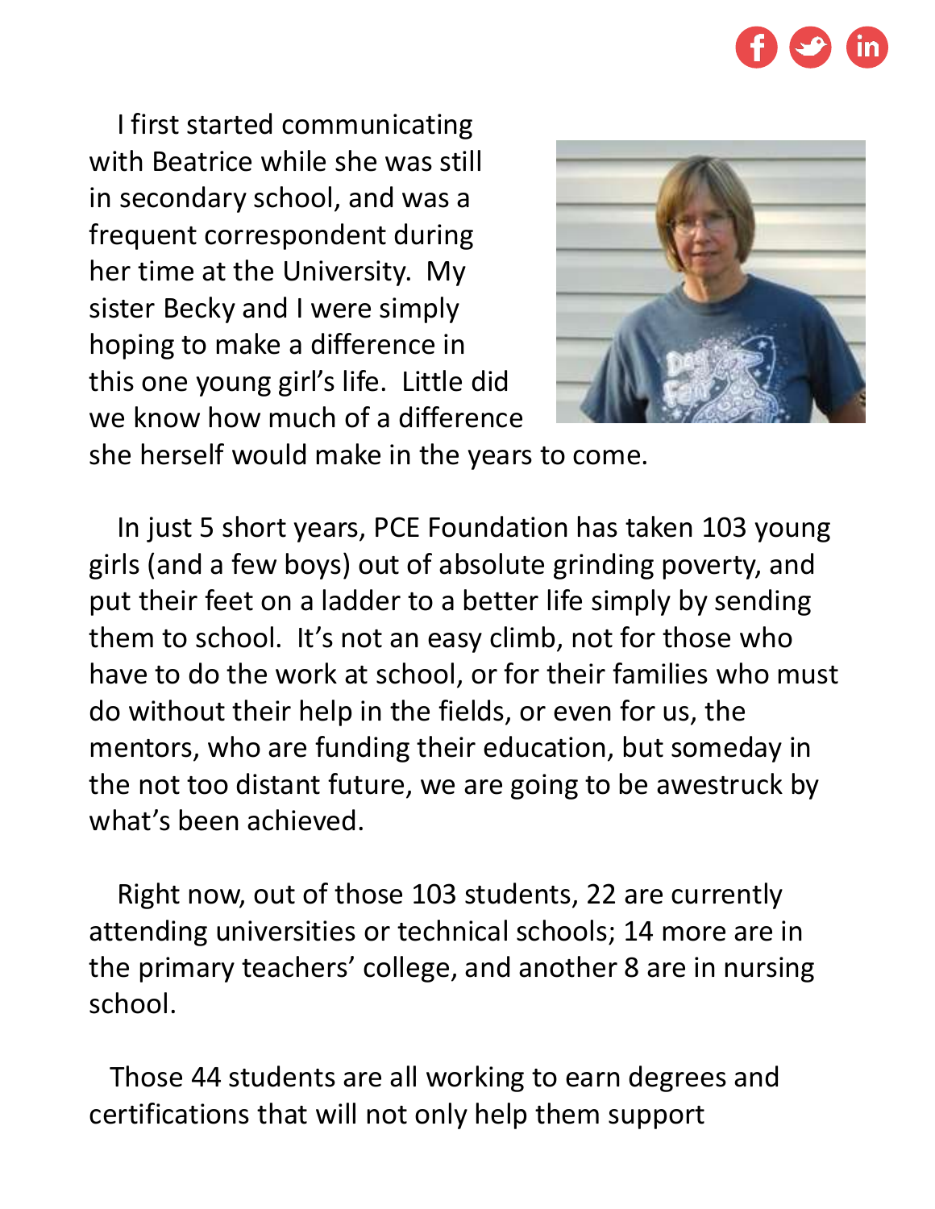I first started communicating with Beatrice while she was still in secondary school, and was a frequent correspondent during her time at the University. My sister Becky and I were simply hoping to make a difference in this one young girl's life. Little did we know how much of a difference she herself would make in the years to come.

In just 5 short years, PCE Foundation has taken 103 young girls (and a few boys) out of absolute grinding poverty, and put their feet on a ladder to a better life simply by sending them to school. It's not an easy climb, not for those who have to do the work at school, or for their families who must do without their help in the fields, or even for us, the mentors, who are funding their education, but someday in the not too distant future, we are going to be awestruck by what's been achieved.

Right now, out of those 103 students, 22 are currently attending universities or technical schools; 14 more are in the primary teachers' college, and another 8 are in nursing school.

Those 44 students are all working to earn degrees and certifications that will not only help them support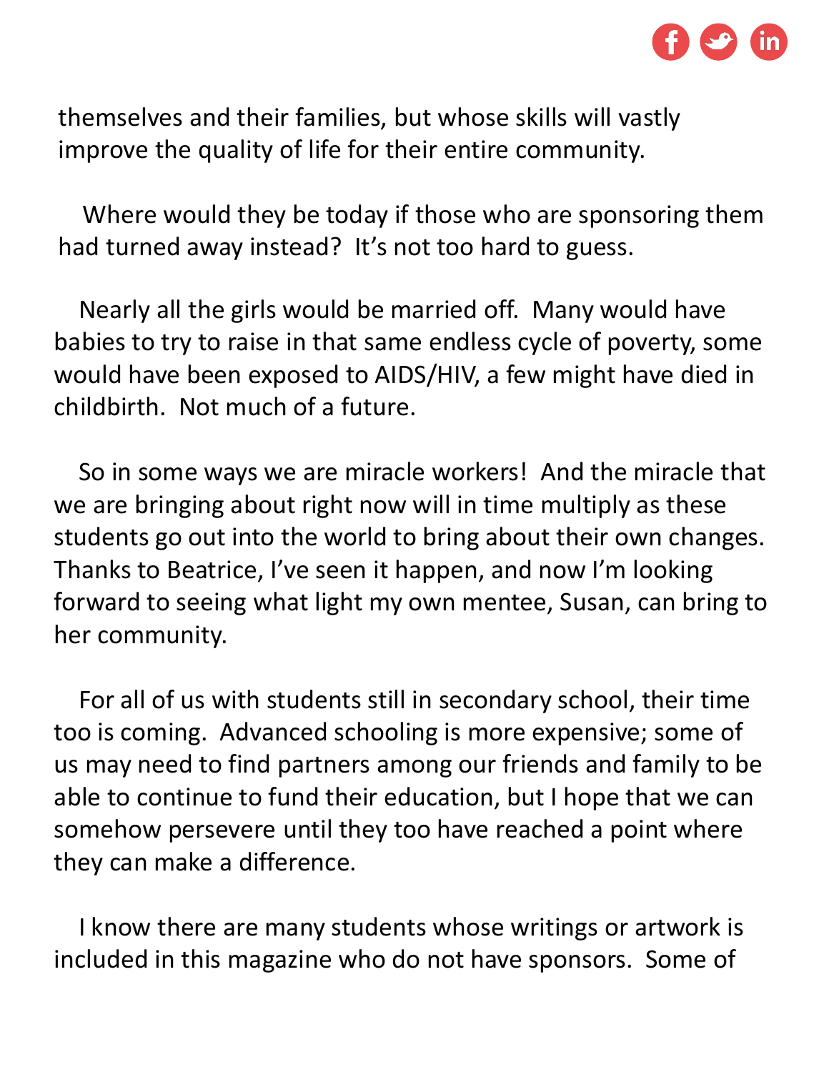themselves and their families, but whose skills will vastly improve the quality of life for their entire community.

Where would they be today if those who are sponsoring them had turned away instead? It's not too hard to guess.

Nearly all the girls would be married off. Many would have babies to try to raise in that same endless cycle of poverty, some would have been exposed to AIDS/HIV, a few might have died in childbirth. Not much of a future.

So in some ways we are miracle workers! And the miracle that we are bringing about right now will in time multiply as these students go out into the world to bring about their own changes. Thanks to Beatrice, I've seen it happen, and now I'm looking forward to seeing what light my own mentee, Susan, can bring to her community.

For all of us with students still in secondary school, their time too is coming. Advanced schooling is more expensive; some of us may need to find partners among our friends and family to be able to continue to fund their education, but I hope that we can somehow persevere until they too have reached a point where they can make a difference.

I know there are many students whose writings or artwork is included in this magazine who do not have sponsors. Some of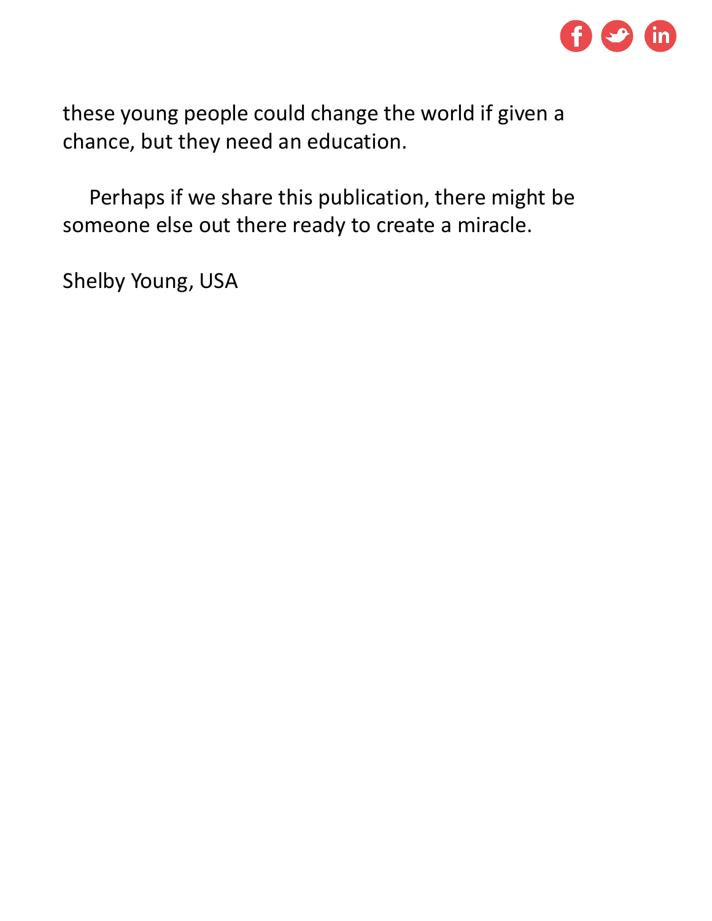these young people could change the world if given a chance, but they need an education.

Perhaps if we share this publication, there might be someone else out there ready to create a miracle.

Shelby Young, USA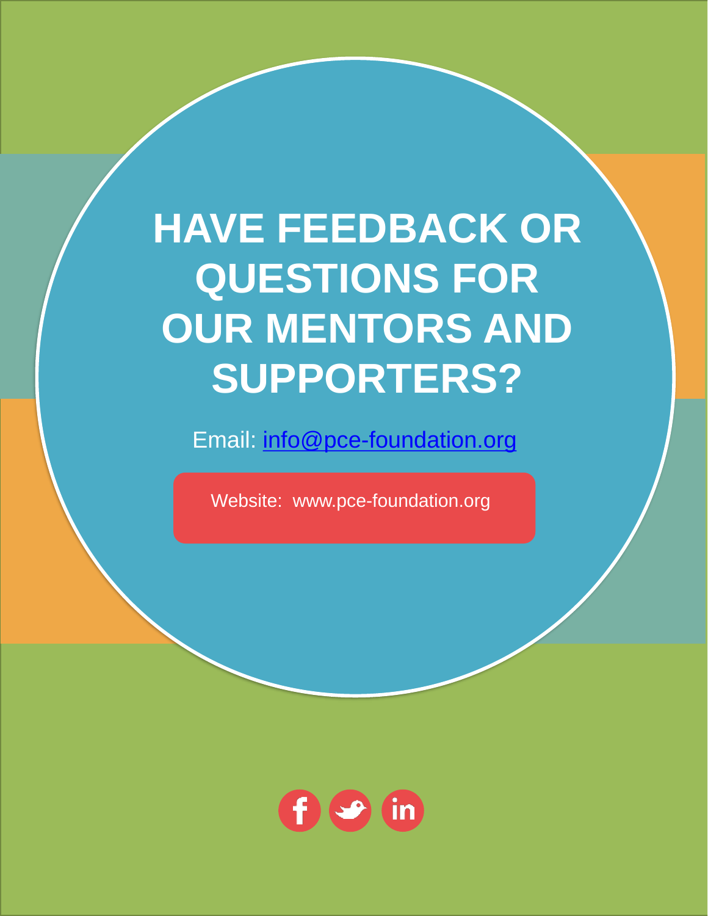# HAVE FEEDBACK OR QUESTIONS FOR OUR MENTORS AND SUPPORTERS?

Email: info@pce-foundation.org

Website: www.pce-foundation.org